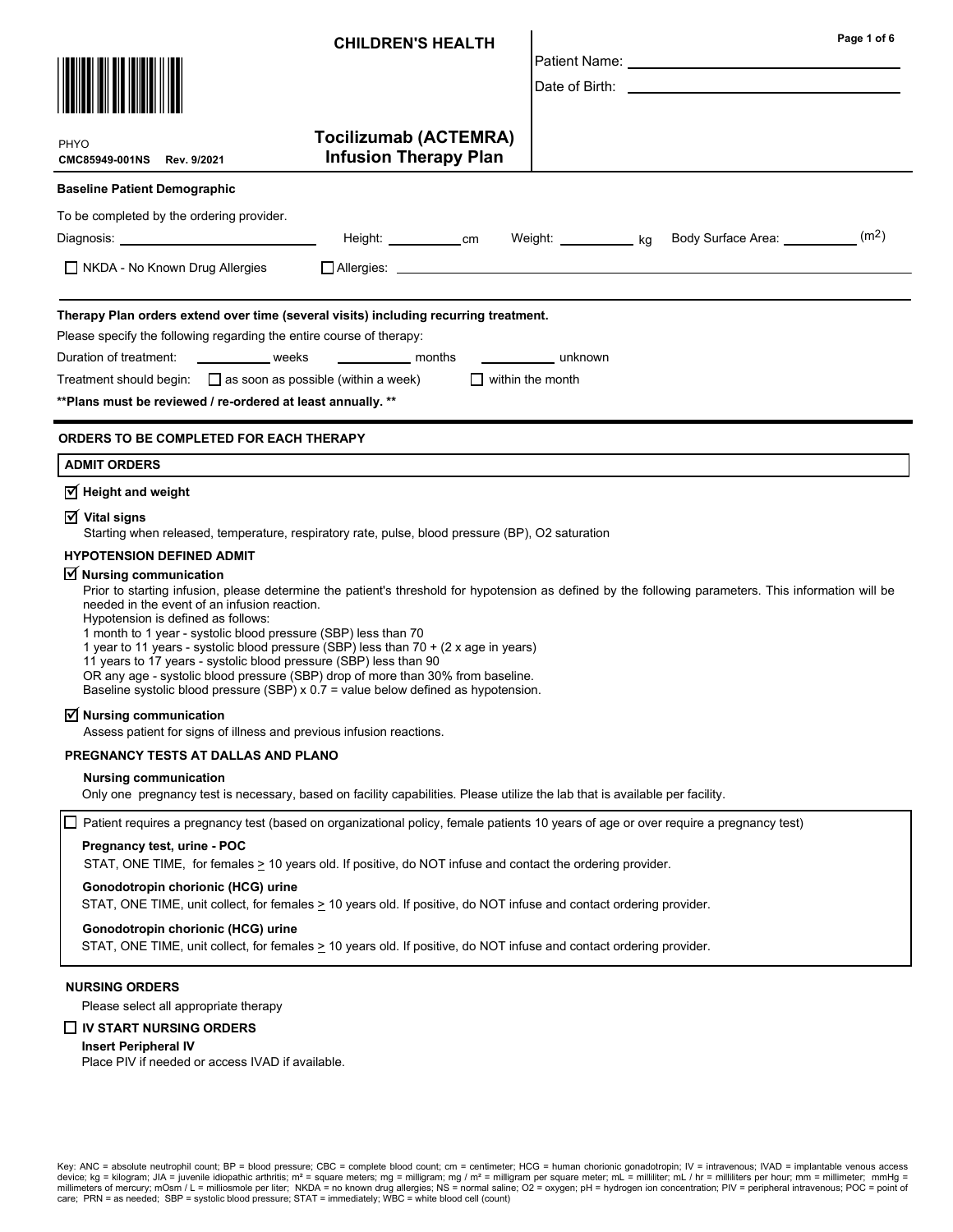**CHILDREN'S HEALTH**

PHYO
**CMC85949-001NS Rev. 9/2021**

# Tocilizumab (ACTEMRA) Infusion Therapy Plan

Patient Name: ______________________

Date of Birth: ______________________

**Baseline Patient Demographic**

To be completed by the ordering provider.

Diagnosis: ______________________ Height: __________ cm Weight: __________ kg Body Surface Area: __________ ($m^2$)

☐ NKDA - No Known Drug Allergies ☐ Allergies: ______________________

**Therapy Plan orders extend over time (several visits) including recurring treatment.**

Please specify the following regarding the entire course of therapy:

Duration of treatment: __________ weeks __________ months __________ unknown

Treatment should begin: ☐ as soon as possible (within a week) ☐ within the month

**\*\*Plans must be reviewed / re-ordered at least annually. \*\***

## ORDERS TO BE COMPLETED FOR EACH THERAPY

### ADMIT ORDERS

☑ **Height and weight**

☑ **Vital signs**
Starting when released, temperature, respiratory rate, pulse, blood pressure (BP), O2 saturation

**HYPOTENSION DEFINED ADMIT**

☑ **Nursing communication**
Prior to starting infusion, please determine the patient's threshold for hypotension as defined by the following parameters. This information will be needed in the event of an infusion reaction.
Hypotension is defined as follows:
1 month to 1 year - systolic blood pressure (SBP) less than 70
1 year to 11 years - systolic blood pressure (SBP) less than 70 + (2 x age in years)
11 years to 17 years - systolic blood pressure (SBP) less than 90
OR any age - systolic blood pressure (SBP) drop of more than 30% from baseline.
Baseline systolic blood pressure (SBP) x 0.7 = value below defined as hypotension.

☑ **Nursing communication**
Assess patient for signs of illness and previous infusion reactions.

**PREGNANCY TESTS AT DALLAS AND PLANO**

**Nursing communication**
Only one pregnancy test is necessary, based on facility capabilities. Please utilize the lab that is available per facility.

☐ Patient requires a pregnancy test (based on organizational policy, female patients 10 years of age or over require a pregnancy test)

**Pregnancy test, urine - POC**
STAT, ONE TIME, for females ≥ 10 years old. If positive, do NOT infuse and contact the ordering provider.

**Gonodotropin chorionic (HCG) urine**
STAT, ONE TIME, unit collect, for females ≥ 10 years old. If positive, do NOT infuse and contact ordering provider.

**Gonodotropin chorionic (HCG) urine**
STAT, ONE TIME, unit collect, for females ≥ 10 years old. If positive, do NOT infuse and contact ordering provider.

**NURSING ORDERS**

Please select all appropriate therapy

☐ **IV START NURSING ORDERS**

**Insert Peripheral IV**
Place PIV if needed or access IVAD if available.

Key: ANC = absolute neutrophil count; BP = blood pressure; CBC = complete blood count; cm = centimeter; HCG = human chorionic gonadotropin; IV = intravenous; IVAD = implantable venous access device; kg = kilogram; JIA = juvenile idiopathic arthritis; m² = square meters; mg = milligram; mg / m² = milligram per square meter; mL = milliliter; mL / hr = milliliters per hour; mm = millimeter; mmHg = millimeters of mercury; mOsm / L = milliosmole per liter; NKDA = no known drug allergies; NS = normal saline; O2 = oxygen; pH = hydrogen ion concentration; PIV = peripheral intravenous; POC = point of care; PRN = as needed; SBP = systolic blood pressure; STAT = immediately; WBC = white blood cell (count)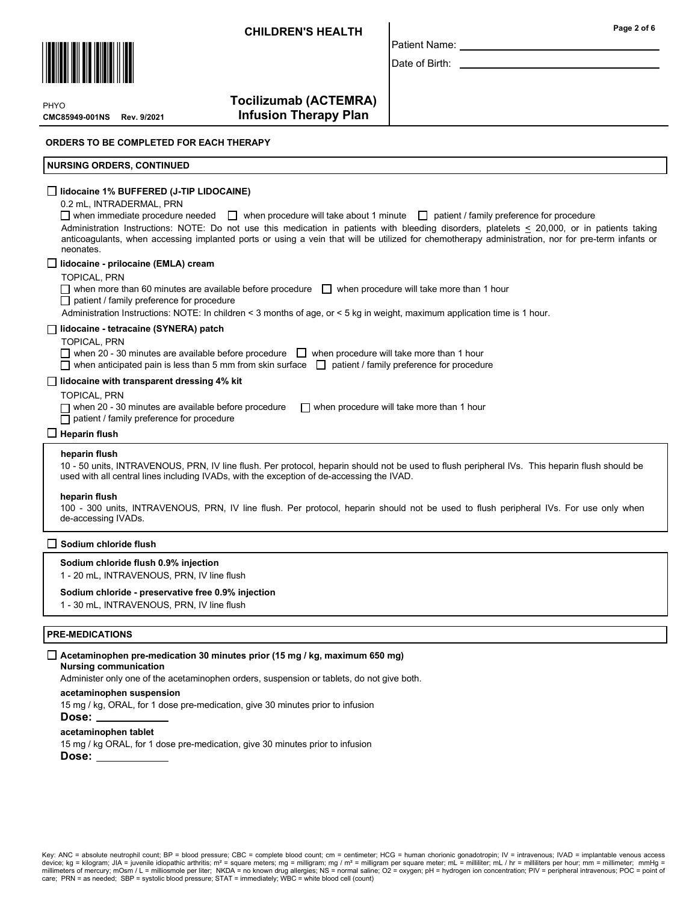**CHILDREN'S HEALTH**

Patient Name: ____________________

Date of Birth: ____________________

PHYO
**CMC85949-001NS Rev. 9/2021**

**Tocilizumab (ACTEMRA) Infusion Therapy Plan**

**ORDERS TO BE COMPLETED FOR EACH THERAPY**

**NURSING ORDERS, CONTINUED**

☐ **lidocaine 1% BUFFERED (J-TIP LIDOCAINE)**

0.2 mL, INTRADERMAL, PRN

☐ when immediate procedure needed ☐ when procedure will take about 1 minute ☐ patient / family preference for procedure

Administration Instructions: NOTE: Do not use this medication in patients with bleeding disorders, platelets ≤ 20,000, or in patients taking anticoagulants, when accessing implanted ports or using a vein that will be utilized for chemotherapy administration, nor for pre-term infants or neonates.

☐ **lidocaine - prilocaine (EMLA) cream**

TOPICAL, PRN

☐ when more than 60 minutes are available before procedure ☐ when procedure will take more than 1 hour

☐ patient / family preference for procedure

Administration Instructions: NOTE: In children < 3 months of age, or < 5 kg in weight, maximum application time is 1 hour.

☐ **lidocaine - tetracaine (SYNERA) patch**

TOPICAL, PRN

☐ when 20 - 30 minutes are available before procedure ☐ when procedure will take more than 1 hour

☐ when anticipated pain is less than 5 mm from skin surface ☐ patient / family preference for procedure

☐ **lidocaine with transparent dressing 4% kit**

TOPICAL, PRN

☐ when 20 - 30 minutes are available before procedure ☐ when procedure will take more than 1 hour

☐ patient / family preference for procedure

☐ **Heparin flush**

**heparin flush**

10 - 50 units, INTRAVENOUS, PRN, IV line flush. Per protocol, heparin should not be used to flush peripheral IVs. This heparin flush should be used with all central lines including IVADs, with the exception of de-accessing the IVAD.

**heparin flush**

100 - 300 units, INTRAVENOUS, PRN, IV line flush. Per protocol, heparin should not be used to flush peripheral IVs. For use only when de-accessing IVADs.

☐ **Sodium chloride flush**

**Sodium chloride flush 0.9% injection**

1 - 20 mL, INTRAVENOUS, PRN, IV line flush

**Sodium chloride - preservative free 0.9% injection**

1 - 30 mL, INTRAVENOUS, PRN, IV line flush

**PRE-MEDICATIONS**

☐ **Acetaminophen pre-medication 30 minutes prior (15 mg / kg, maximum 650 mg)**

**Nursing communication**

Administer only one of the acetaminophen orders, suspension or tablets, do not give both.

**acetaminophen suspension**

15 mg / kg, ORAL, for 1 dose pre-medication, give 30 minutes prior to infusion

**Dose:** ____________

**acetaminophen tablet**

15 mg / kg ORAL, for 1 dose pre-medication, give 30 minutes prior to infusion

**Dose:** ____________

Key: ANC = absolute neutrophil count; BP = blood pressure; CBC = complete blood count; cm = centimeter; HCG = human chorionic gonadotropin; IV = intravenous; IVAD = implantable venous access device; kg = kilogram; JIA = juvenile idiopathic arthritis; m² = square meters; mg = milligram; mg / m² = milligram per square meter; mL = milliliter; mL / hr = milliliters per hour; mm = millimeter; mmHg = millimeters of mercury; mOsm / L = milliosmole per liter; NKDA = no known drug allergies; NS = normal saline; O2 = oxygen; pH = hydrogen ion concentration; PIV = peripheral intravenous; POC = point of care; PRN = as needed; SBP = systolic blood pressure; STAT = immediately; WBC = white blood cell (count)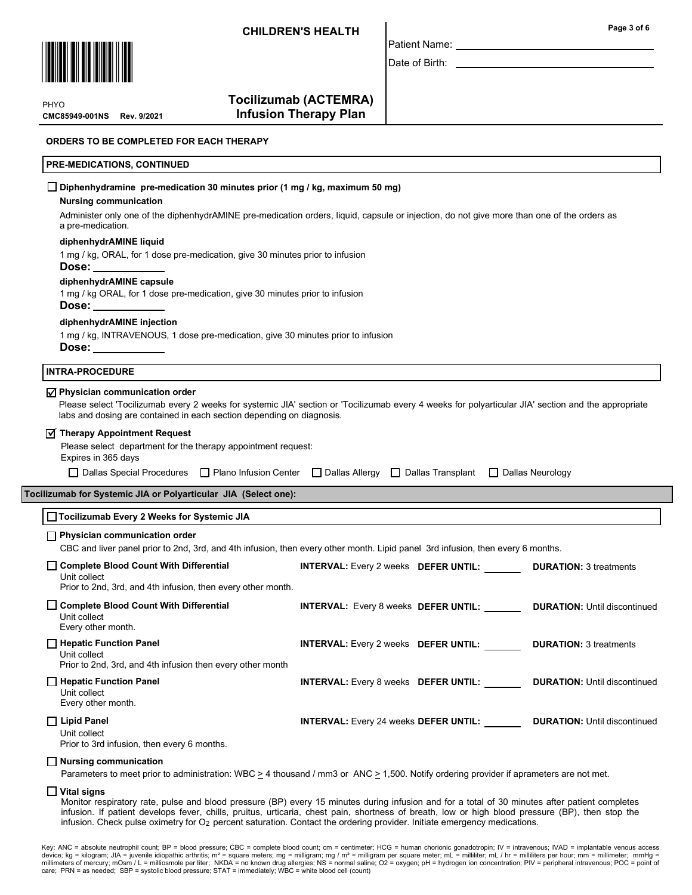**CHILDREN'S HEALTH**

Patient Name: ______________________

Date of Birth: ______________________

PHYO
**CMC85949-001NS Rev. 9/2021**

## Tocilizumab (ACTEMRA) Infusion Therapy Plan

**ORDERS TO BE COMPLETED FOR EACH THERAPY**

### PRE-MEDICATIONS, CONTINUED

☐ **Diphenhydramine pre-medication 30 minutes prior (1 mg / kg, maximum 50 mg)**

**Nursing communication**

Administer only one of the diphenhydrAMINE pre-medication orders, liquid, capsule or injection, do not give more than one of the orders as a pre-medication.

**diphenhydrAMINE liquid**

1 mg / kg, ORAL, for 1 dose pre-medication, give 30 minutes prior to infusion

**Dose:** ____________

**diphenhydrAMINE capsule**

1 mg / kg ORAL, for 1 dose pre-medication, give 30 minutes prior to infusion

**Dose:** ____________

**diphenhydrAMINE injection**

1 mg / kg, INTRAVENOUS, 1 dose pre-medication, give 30 minutes prior to infusion

**Dose:** ____________

### INTRA-PROCEDURE

☑ **Physician communication order**

Please select 'Tocilizumab every 2 weeks for systemic JIA' section or 'Tocilizumab every 4 weeks for polyarticular JIA' section and the appropriate labs and dosing are contained in each section depending on diagnosis.

☑ **Therapy Appointment Request**

Please select department for the therapy appointment request:
Expires in 365 days

☐ Dallas Special Procedures ☐ Plano Infusion Center ☐ Dallas Allergy ☐ Dallas Transplant ☐ Dallas Neurology

### Tocilizumab for Systemic JIA or Polyarticular JIA (Select one):

#### ☐ Tocilizumab Every 2 Weeks for Systemic JIA

☐ **Physician communication order**

CBC and liver panel prior to 2nd, 3rd, and 4th infusion, then every other month. Lipid panel 3rd infusion, then every 6 months.

| Order | Interval | Defer Until | Duration |
|---|---|---|---|
| ☐ **Complete Blood Count With Differential**<br>Unit collect<br>Prior to 2nd, 3rd, and 4th infusion, then every other month. | **INTERVAL:** Every 2 weeks | **DEFER UNTIL:** _______ | **DURATION:** 3 treatments |
| ☐ **Complete Blood Count With Differential**<br>Unit collect<br>Every other month. | **INTERVAL:** Every 8 weeks | **DEFER UNTIL:** _______ | **DURATION:** Until discontinued |
| ☐ **Hepatic Function Panel**<br>Unit collect<br>Prior to 2nd, 3rd, and 4th infusion then every other month | **INTERVAL:** Every 2 weeks | **DEFER UNTIL:** _______ | **DURATION:** 3 treatments |
| ☐ **Hepatic Function Panel**<br>Unit collect<br>Every other month. | **INTERVAL:** Every 8 weeks | **DEFER UNTIL:** _______ | **DURATION:** Until discontinued |
| ☐ **Lipid Panel**<br>Unit collect<br>Prior to 3rd infusion, then every 6 months. | **INTERVAL:** Every 24 weeks | **DEFER UNTIL:** _______ | **DURATION:** Until discontinued |

☐ **Nursing communication**

Parameters to meet prior to administration: WBC $\geq$ 4 thousand / mm3 or ANC $\geq$ 1,500. Notify ordering provider if aprameters are not met.

☐ **Vital signs**

Monitor respiratory rate, pulse and blood pressure (BP) every 15 minutes during infusion and for a total of 30 minutes after patient completes infusion. If patient develops fever, chills, pruitus, urticaria, chest pain, shortness of breath, low or high blood pressure (BP), then stop the infusion. Check pulse oximetry for $O_2$ percent saturation. Contact the ordering provider. Initiate emergency medications.

Key: ANC = absolute neutrophil count; BP = blood pressure; CBC = complete blood count; cm = centimeter; HCG = human chorionic gonadotropin; IV = intravenous; IVAD = implantable venous access device; kg = kilogram; JIA = juvenile idiopathic arthritis; m² = square meters; mg = milligram; mg / m² = milligram per square meter; mL = milliliter; mL / hr = milliliters per hour; mm = millimeter; mmHg = millimeters of mercury; mOsm / L = milliosmole per liter; NKDA = no known drug allergies; NS = normal saline; O2 = oxygen; pH = hydrogen ion concentration; PIV = peripheral intravenous; POC = point of care; PRN = as needed; SBP = systolic blood pressure; STAT = immediately; WBC = white blood cell (count)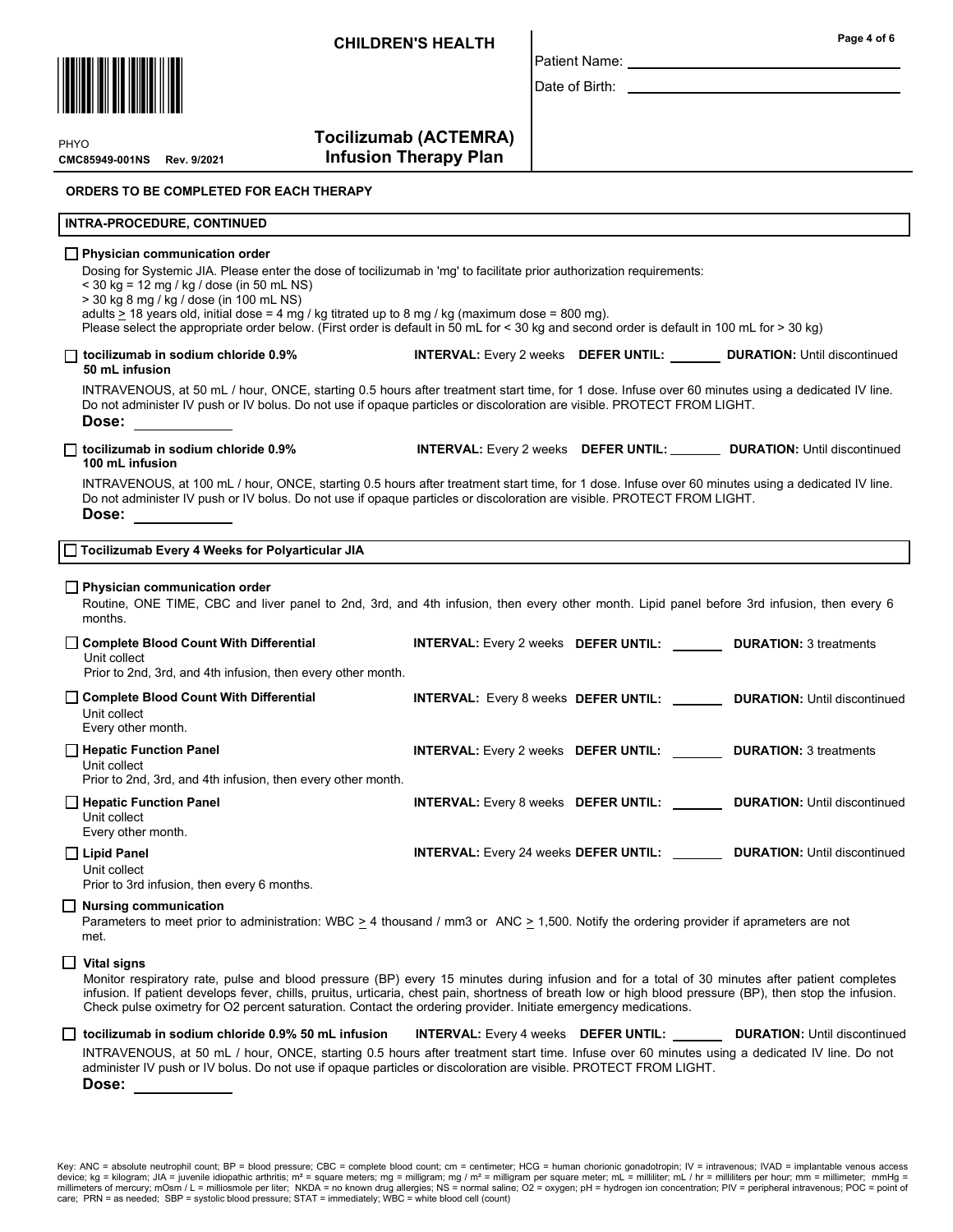**CHILDREN'S HEALTH**

Patient Name: ______________________

Date of Birth: ______________________

PHYO
CMC85949-001NS Rev. 9/2021

# Tocilizumab (ACTEMRA) Infusion Therapy Plan

**ORDERS TO BE COMPLETED FOR EACH THERAPY**

## INTRA-PROCEDURE, CONTINUED

☐ **Physician communication order**

Dosing for Systemic JIA. Please enter the dose of tocilizumab in 'mg' to facilitate prior authorization requirements:
< 30 kg = 12 mg / kg / dose (in 50 mL NS)
> 30 kg 8 mg / kg / dose (in 100 mL NS)
adults ≥ 18 years old, initial dose = 4 mg / kg titrated up to 8 mg / kg (maximum dose = 800 mg).
Please select the appropriate order below. (First order is default in 50 mL for < 30 kg and second order is default in 100 mL for > 30 kg)

☐ **tocilizumab in sodium chloride 0.9% 50 mL infusion** — **INTERVAL:** Every 2 weeks **DEFER UNTIL:** _______ **DURATION:** Until discontinued

INTRAVENOUS, at 50 mL / hour, ONCE, starting 0.5 hours after treatment start time, for 1 dose. Infuse over 60 minutes using a dedicated IV line. Do not administer IV push or IV bolus. Do not use if opaque particles or discoloration are visible. PROTECT FROM LIGHT.

**Dose:** ____________

☐ **tocilizumab in sodium chloride 0.9% 100 mL infusion** — **INTERVAL:** Every 2 weeks **DEFER UNTIL:** _______ **DURATION:** Until discontinued

INTRAVENOUS, at 100 mL / hour, ONCE, starting 0.5 hours after treatment start time, for 1 dose. Infuse over 60 minutes using a dedicated IV line. Do not administer IV push or IV bolus. Do not use if opaque particles or discoloration are visible. PROTECT FROM LIGHT.

**Dose:** ____________

## ☐ Tocilizumab Every 4 Weeks for Polyarticular JIA

☐ **Physician communication order**

Routine, ONE TIME, CBC and liver panel to 2nd, 3rd, and 4th infusion, then every other month. Lipid panel before 3rd infusion, then every 6 months.

☐ **Complete Blood Count With Differential** — **INTERVAL:** Every 2 weeks **DEFER UNTIL:** _______ **DURATION:** 3 treatments
Unit collect
Prior to 2nd, 3rd, and 4th infusion, then every other month.

☐ **Complete Blood Count With Differential** — **INTERVAL:** Every 8 weeks **DEFER UNTIL:** _______ **DURATION:** Until discontinued
Unit collect
Every other month.

☐ **Hepatic Function Panel** — **INTERVAL:** Every 2 weeks **DEFER UNTIL:** _______ **DURATION:** 3 treatments
Unit collect
Prior to 2nd, 3rd, and 4th infusion, then every other month.

☐ **Hepatic Function Panel** — **INTERVAL:** Every 8 weeks **DEFER UNTIL:** _______ **DURATION:** Until discontinued
Unit collect
Every other month.

☐ **Lipid Panel** — **INTERVAL:** Every 24 weeks **DEFER UNTIL:** _______ **DURATION:** Until discontinued
Unit collect
Prior to 3rd infusion, then every 6 months.

☐ **Nursing communication**

Parameters to meet prior to administration: WBC ≥ 4 thousand / mm3 or ANC ≥ 1,500. Notify the ordering provider if apramenters are not met.

☐ **Vital signs**

Monitor respiratory rate, pulse and blood pressure (BP) every 15 minutes during infusion and for a total of 30 minutes after patient completes infusion. If patient develops fever, chills, pruitus, urticaria, chest pain, shortness of breath low or high blood pressure (BP), then stop the infusion. Check pulse oximetry for O2 percent saturation. Contact the ordering provider. Initiate emergency medications.

☐ **tocilizumab in sodium chloride 0.9% 50 mL infusion** — **INTERVAL:** Every 4 weeks **DEFER UNTIL:** _______ **DURATION:** Until discontinued

INTRAVENOUS, at 50 mL / hour, ONCE, starting 0.5 hours after treatment start time. Infuse over 60 minutes using a dedicated IV line. Do not administer IV push or IV bolus. Do not use if opaque particles or discoloration are visible. PROTECT FROM LIGHT.

**Dose:** ____________

Key: ANC = absolute neutrophil count; BP = blood pressure; CBC = complete blood count; cm = centimeter; HCG = human chorionic gonadotropin; IV = intravenous; IVAD = implantable venous access device; kg = kilogram; JIA = juvenile idiopathic arthritis; m² = square meters; mg = milligram; mg / m² = milligram per square meter; mL = milliliter; mL / hr = milliliters per hour; mm = millimeter; mmHg = millimeters of mercury; mOsm / L = milliosmole per liter; NKDA = no known drug allergies; NS = normal saline; O2 = oxygen; pH = hydrogen ion concentration; PIV = peripheral intravenous; POC = point of care; PRN = as needed; SBP = systolic blood pressure; STAT = immediately; WBC = white blood cell (count)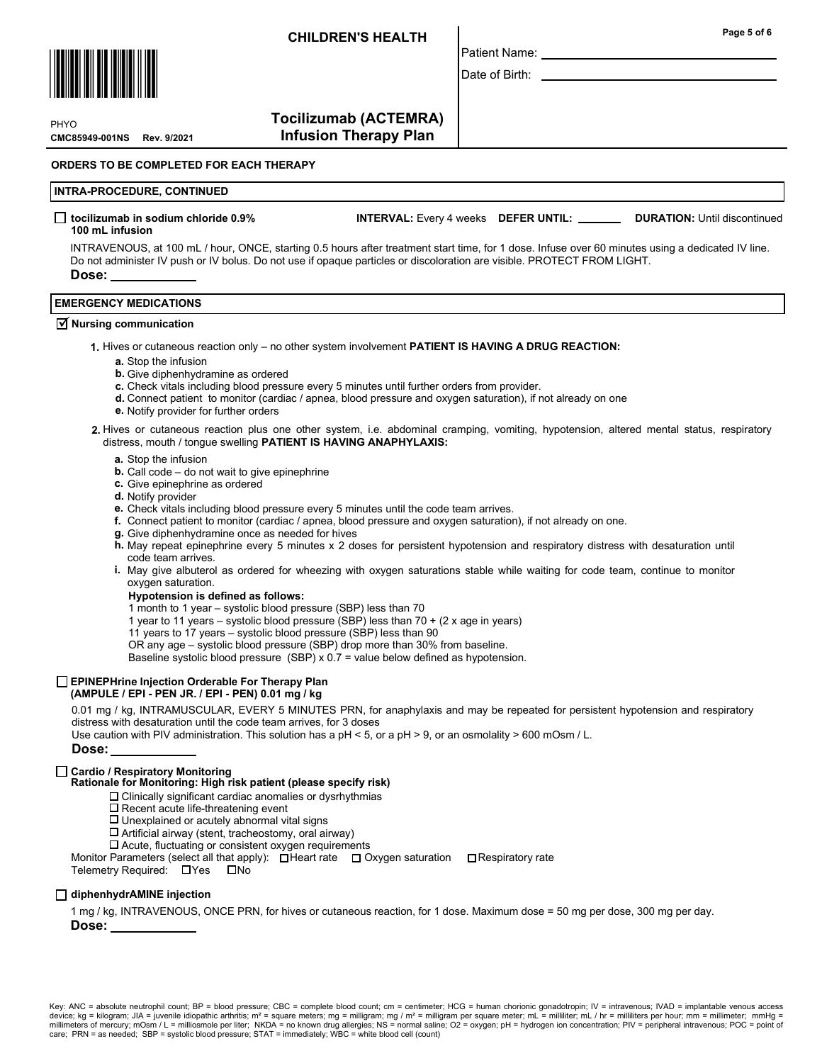**CHILDREN'S HEALTH**

PHYO
**CMC85949-001NS Rev. 9/2021**

# Tocilizumab (ACTEMRA) Infusion Therapy Plan

Patient Name: ______________________

Date of Birth: ______________________

**ORDERS TO BE COMPLETED FOR EACH THERAPY**

## INTRA-PROCEDURE, CONTINUED

☐ **tocilizumab in sodium chloride 0.9% 100 mL infusion** — **INTERVAL:** Every 4 weeks **DEFER UNTIL:** _______ **DURATION:** Until discontinued

INTRAVENOUS, at 100 mL / hour, ONCE, starting 0.5 hours after treatment start time, for 1 dose. Infuse over 60 minutes using a dedicated IV line. Do not administer IV push or IV bolus. Do not use if opaque particles or discoloration are visible. PROTECT FROM LIGHT.

**Dose:** ____________

## EMERGENCY MEDICATIONS

☑ **Nursing communication**

1. Hives or cutaneous reaction only – no other system involvement **PATIENT IS HAVING A DRUG REACTION:**
   - **a.** Stop the infusion
   - **b.** Give diphenhydramine as ordered
   - **c.** Check vitals including blood pressure every 5 minutes until further orders from provider.
   - **d.** Connect patient to monitor (cardiac / apnea, blood pressure and oxygen saturation), if not already on one
   - **e.** Notify provider for further orders

2. Hives or cutaneous reaction plus one other system, i.e. abdominal cramping, vomiting, hypotension, altered mental status, respiratory distress, mouth / tongue swelling **PATIENT IS HAVING ANAPHYLAXIS:**
   - **a.** Stop the infusion
   - **b.** Call code – do not wait to give epinephrine
   - **c.** Give epinephrine as ordered
   - **d.** Notify provider
   - **e.** Check vitals including blood pressure every 5 minutes until the code team arrives.
   - **f.** Connect patient to monitor (cardiac / apnea, blood pressure and oxygen saturation), if not already on one.
   - **g.** Give diphenhydramine once as needed for hives
   - **h.** May repeat epinephrine every 5 minutes x 2 doses for persistent hypotension and respiratory distress with desaturation until code team arrives.
   - **i.** May give albuterol as ordered for wheezing with oxygen saturations stable while waiting for code team, continue to monitor oxygen saturation.

     **Hypotension is defined as follows:**
     1 month to 1 year – systolic blood pressure (SBP) less than 70
     1 year to 11 years – systolic blood pressure (SBP) less than 70 + (2 x age in years)
     11 years to 17 years – systolic blood pressure (SBP) less than 90
     OR any age – systolic blood pressure (SBP) drop more than 30% from baseline.
     Baseline systolic blood pressure (SBP) x 0.7 = value below defined as hypotension.

☐ **EPINEPHrine Injection Orderable For Therapy Plan (AMPULE / EPI - PEN JR. / EPI - PEN) 0.01 mg / kg**

0.01 mg / kg, INTRAMUSCULAR, EVERY 5 MINUTES PRN, for anaphylaxis and may be repeated for persistent hypotension and respiratory distress with desaturation until the code team arrives, for 3 doses
Use caution with PIV administration. This solution has a pH < 5, or a pH > 9, or an osmolality > 600 mOsm / L.

**Dose:** ____________

☐ **Cardio / Respiratory Monitoring**
**Rationale for Monitoring: High risk patient (please specify risk)**

- ☐ Clinically significant cardiac anomalies or dysrhythmias
- ☐ Recent acute life-threatening event
- ☐ Unexplained or acutely abnormal vital signs
- ☐ Artificial airway (stent, tracheostomy, oral airway)
- ☐ Acute, fluctuating or consistent oxygen requirements

Monitor Parameters (select all that apply): ☐ Heart rate ☐ Oxygen saturation ☐ Respiratory rate
Telemetry Required: ☐ Yes ☐ No

☐ **diphenhydrAMINE injection**

1 mg / kg, INTRAVENOUS, ONCE PRN, for hives or cutaneous reaction, for 1 dose. Maximum dose = 50 mg per dose, 300 mg per day.

**Dose:** ____________

Key: ANC = absolute neutrophil count; BP = blood pressure; CBC = complete blood count; cm = centimeter; HCG = human chorionic gonadotropin; IV = intravenous; IVAD = implantable venous access device; kg = kilogram; JIA = juvenile idiopathic arthritis; m² = square meters; mg = milligram; mg / m² = milligram per square meter; mL = milliliter; mL / hr = milliliters per hour; mm = millimeter; mmHg = millimeters of mercury; mOsm / L = milliosmole per liter; NKDA = no known drug allergies; NS = normal saline; O2 = oxygen; pH = hydrogen ion concentration; PIV = peripheral intravenous; POC = point of care; PRN = as needed; SBP = systolic blood pressure; STAT = immediately; WBC = white blood cell (count)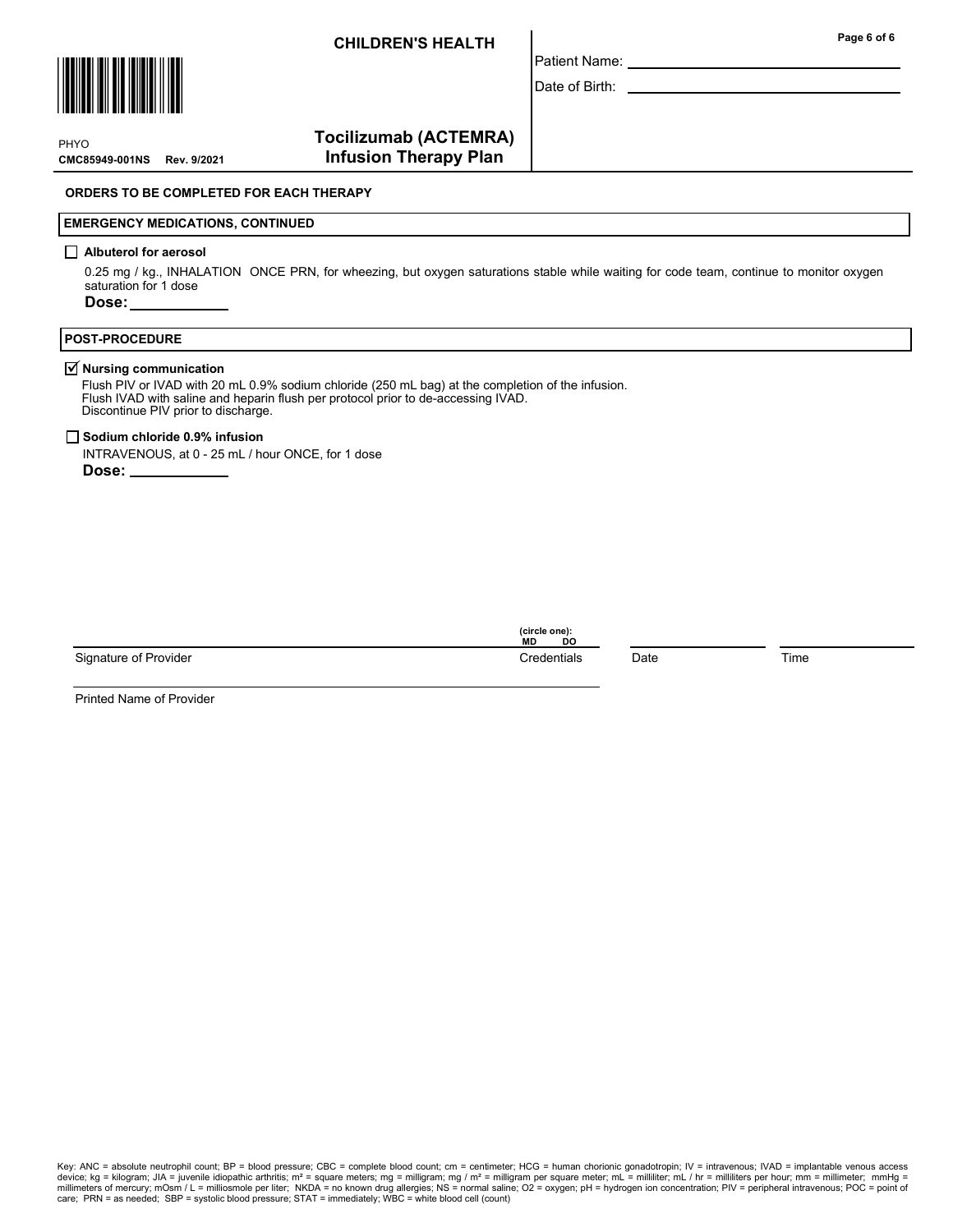**CHILDREN'S HEALTH**

Patient Name: \_\_\_\_\_\_\_\_\_\_\_\_\_\_\_\_\_\_\_\_

Date of Birth: \_\_\_\_\_\_\_\_\_\_\_\_\_\_\_\_\_\_\_\_

PHYO
**CMC85949-001NS Rev. 9/2021**

# Tocilizumab (ACTEMRA) Infusion Therapy Plan

**ORDERS TO BE COMPLETED FOR EACH THERAPY**

## EMERGENCY MEDICATIONS, CONTINUED

☐ **Albuterol for aerosol**

0.25 mg / kg., INHALATION ONCE PRN, for wheezing, but oxygen saturations stable while waiting for code team, continue to monitor oxygen saturation for 1 dose

**Dose:** \_\_\_\_\_\_\_\_\_\_

## POST-PROCEDURE

☑ **Nursing communication**

Flush PIV or IVAD with 20 mL 0.9% sodium chloride (250 mL bag) at the completion of the infusion.
Flush IVAD with saline and heparin flush per protocol prior to de-accessing IVAD.
Discontinue PIV prior to discharge.

☐ **Sodium chloride 0.9% infusion**

INTRAVENOUS, at 0 - 25 mL / hour ONCE, for 1 dose

**Dose:** \_\_\_\_\_\_\_\_\_\_

| Signature of Provider | Credentials (circle one): MD DO | Date | Time |
|---|---|---|---|
| | | | |

Printed Name of Provider: \_\_\_\_\_\_\_\_\_\_\_\_\_\_\_\_\_\_\_\_

Key: ANC = absolute neutrophil count; BP = blood pressure; CBC = complete blood count; cm = centimeter; HCG = human chorionic gonadotropin; IV = intravenous; IVAD = implantable venous access device; kg = kilogram; JIA = juvenile idiopathic arthritis; m² = square meters; mg = milligram; mg / m² = milligram per square meter; mL = milliliter; mL / hr = milliliters per hour; mm = millimeter; mmHg = millimeters of mercury; mOsm / L = milliosmole per liter; NKDA = no known drug allergies; NS = normal saline; O2 = oxygen; pH = hydrogen ion concentration; PIV = peripheral intravenous; POC = point of care; PRN = as needed; SBP = systolic blood pressure; STAT = immediately; WBC = white blood cell (count)